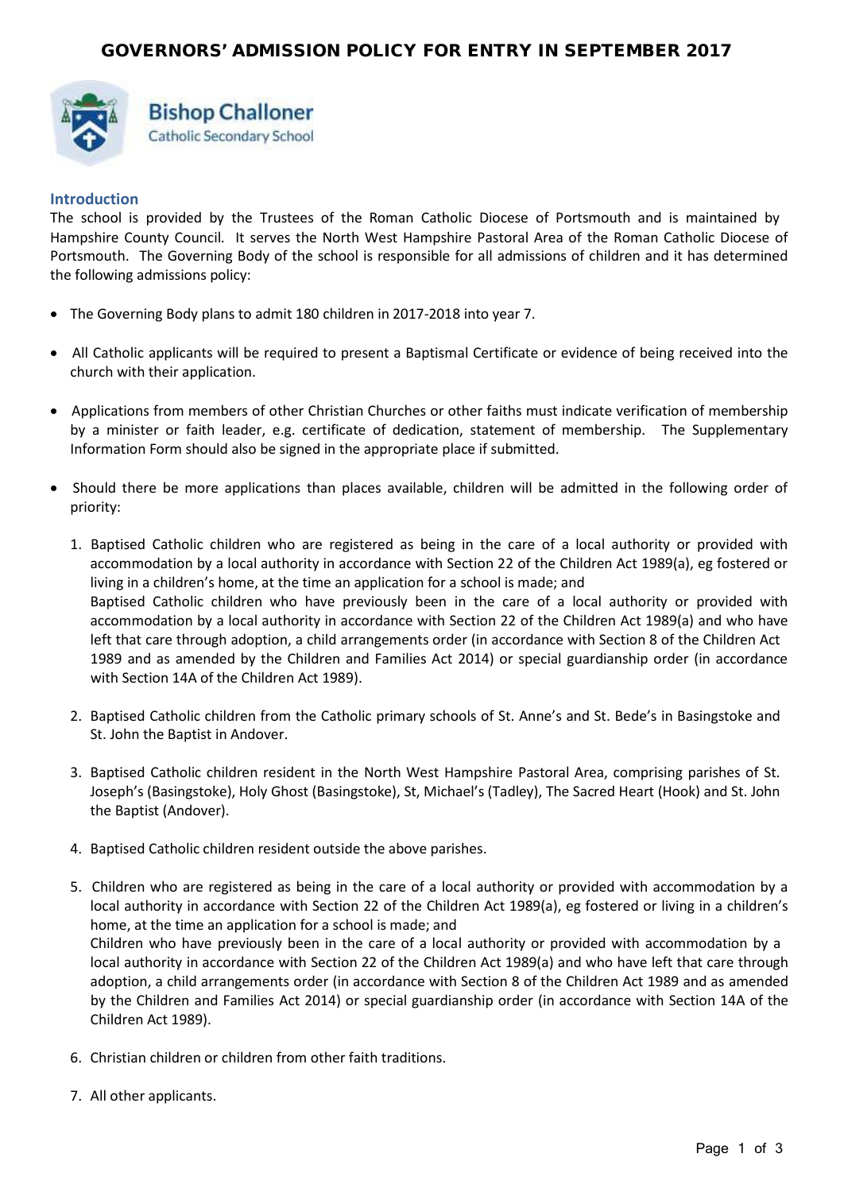# GOVERNORS' ADMISSION POLICY FOR ENTRY IN SEPTEMBER 2017

**Bishop Challoner**
Catholic Secondary School

## Introduction

The school is provided by the Trustees of the Roman Catholic Diocese of Portsmouth and is maintained by Hampshire County Council. It serves the North West Hampshire Pastoral Area of the Roman Catholic Diocese of Portsmouth. The Governing Body of the school is responsible for all admissions of children and it has determined the following admissions policy:

- The Governing Body plans to admit 180 children in 2017-2018 into year 7.
- All Catholic applicants will be required to present a Baptismal Certificate or evidence of being received into the church with their application.
- Applications from members of other Christian Churches or other faiths must indicate verification of membership by a minister or faith leader, e.g. certificate of dedication, statement of membership. The Supplementary Information Form should also be signed in the appropriate place if submitted.
- Should there be more applications than places available, children will be admitted in the following order of priority:

  1. Baptised Catholic children who are registered as being in the care of a local authority or provided with accommodation by a local authority in accordance with Section 22 of the Children Act 1989(a), eg fostered or living in a children's home, at the time an application for a school is made; and
     Baptised Catholic children who have previously been in the care of a local authority or provided with accommodation by a local authority in accordance with Section 22 of the Children Act 1989(a) and who have left that care through adoption, a child arrangements order (in accordance with Section 8 of the Children Act 1989 and as amended by the Children and Families Act 2014) or special guardianship order (in accordance with Section 14A of the Children Act 1989).
  2. Baptised Catholic children from the Catholic primary schools of St. Anne's and St. Bede's in Basingstoke and St. John the Baptist in Andover.
  3. Baptised Catholic children resident in the North West Hampshire Pastoral Area, comprising parishes of St. Joseph's (Basingstoke), Holy Ghost (Basingstoke), St, Michael's (Tadley), The Sacred Heart (Hook) and St. John the Baptist (Andover).
  4. Baptised Catholic children resident outside the above parishes.
  5. Children who are registered as being in the care of a local authority or provided with accommodation by a local authority in accordance with Section 22 of the Children Act 1989(a), eg fostered or living in a children's home, at the time an application for a school is made; and
     Children who have previously been in the care of a local authority or provided with accommodation by a local authority in accordance with Section 22 of the Children Act 1989(a) and who have left that care through adoption, a child arrangements order (in accordance with Section 8 of the Children Act 1989 and as amended by the Children and Families Act 2014) or special guardianship order (in accordance with Section 14A of the Children Act 1989).
  6. Christian children or children from other faith traditions.
  7. All other applicants.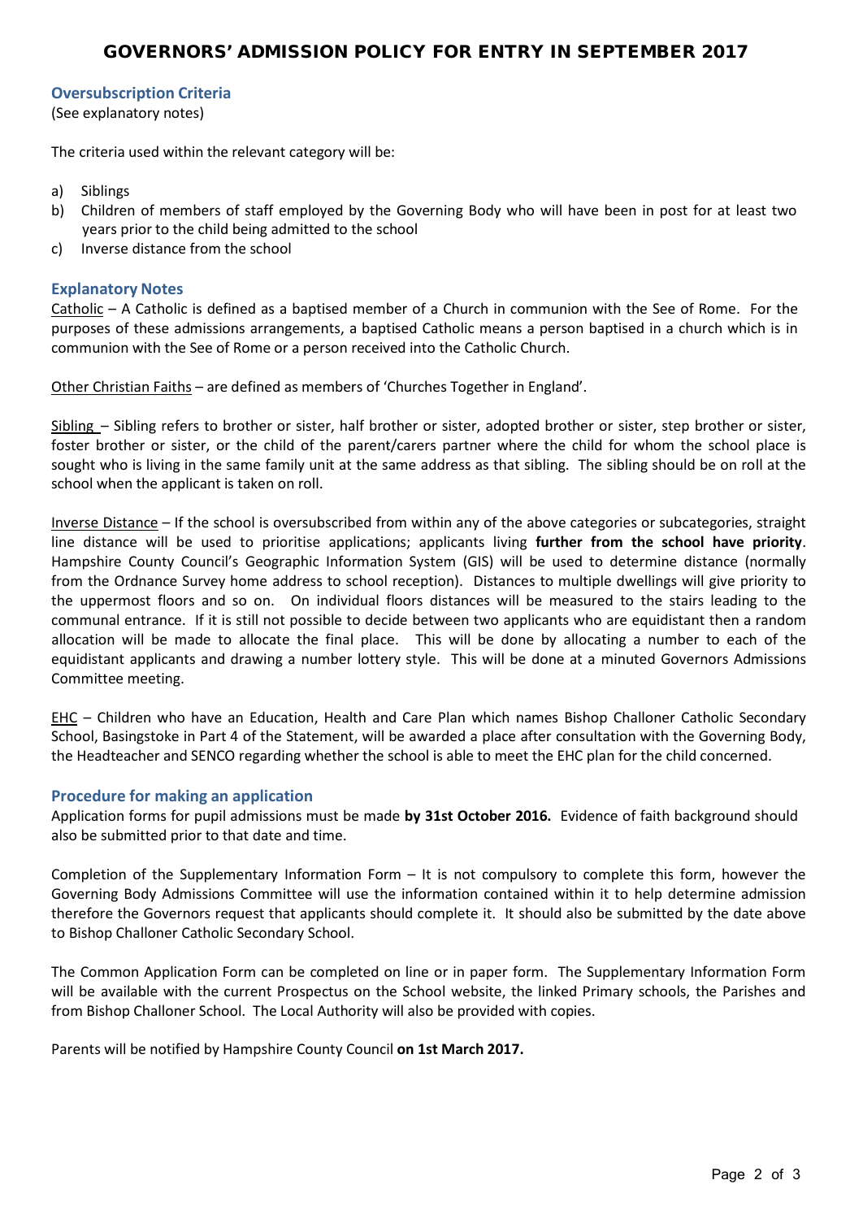# GOVERNORS' ADMISSION POLICY FOR ENTRY IN SEPTEMBER 2017

## Oversubscription Criteria

(See explanatory notes)

The criteria used within the relevant category will be:

a) Siblings
b) Children of members of staff employed by the Governing Body who will have been in post for at least two years prior to the child being admitted to the school
c) Inverse distance from the school

## Explanatory Notes

Catholic – A Catholic is defined as a baptised member of a Church in communion with the See of Rome. For the purposes of these admissions arrangements, a baptised Catholic means a person baptised in a church which is in communion with the See of Rome or a person received into the Catholic Church.

Other Christian Faiths – are defined as members of 'Churches Together in England'.

Sibling – Sibling refers to brother or sister, half brother or sister, adopted brother or sister, step brother or sister, foster brother or sister, or the child of the parent/carers partner where the child for whom the school place is sought who is living in the same family unit at the same address as that sibling. The sibling should be on roll at the school when the applicant is taken on roll.

Inverse Distance – If the school is oversubscribed from within any of the above categories or subcategories, straight line distance will be used to prioritise applications; applicants living **further from the school have priority**. Hampshire County Council's Geographic Information System (GIS) will be used to determine distance (normally from the Ordnance Survey home address to school reception). Distances to multiple dwellings will give priority to the uppermost floors and so on. On individual floors distances will be measured to the stairs leading to the communal entrance. If it is still not possible to decide between two applicants who are equidistant then a random allocation will be made to allocate the final place. This will be done by allocating a number to each of the equidistant applicants and drawing a number lottery style. This will be done at a minuted Governors Admissions Committee meeting.

EHC – Children who have an Education, Health and Care Plan which names Bishop Challoner Catholic Secondary School, Basingstoke in Part 4 of the Statement, will be awarded a place after consultation with the Governing Body, the Headteacher and SENCO regarding whether the school is able to meet the EHC plan for the child concerned.

## Procedure for making an application

Application forms for pupil admissions must be made **by 31st October 2016.** Evidence of faith background should also be submitted prior to that date and time.

Completion of the Supplementary Information Form – It is not compulsory to complete this form, however the Governing Body Admissions Committee will use the information contained within it to help determine admission therefore the Governors request that applicants should complete it. It should also be submitted by the date above to Bishop Challoner Catholic Secondary School.

The Common Application Form can be completed on line or in paper form. The Supplementary Information Form will be available with the current Prospectus on the School website, the linked Primary schools, the Parishes and from Bishop Challoner School. The Local Authority will also be provided with copies.

Parents will be notified by Hampshire County Council **on 1st March 2017.**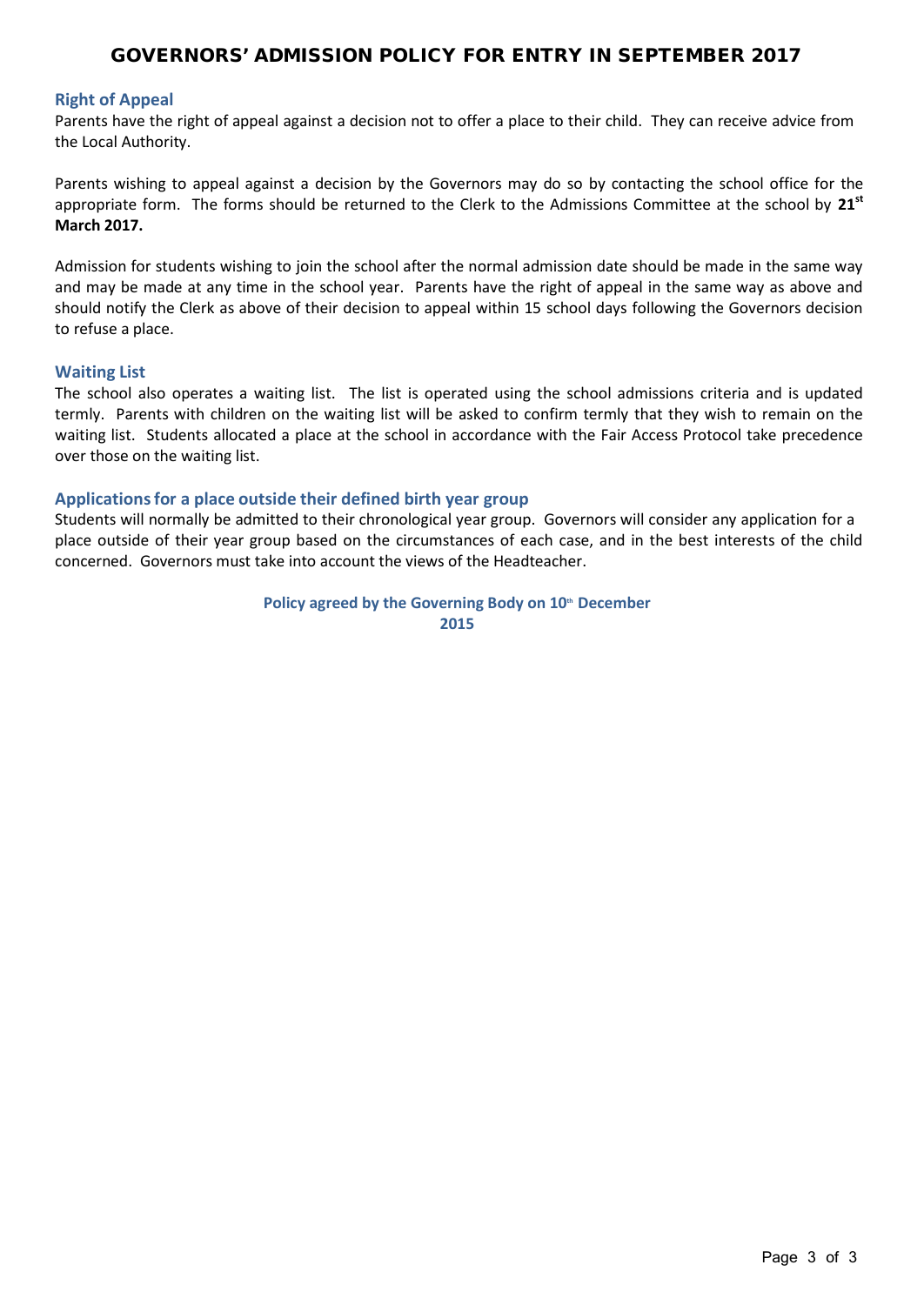# GOVERNORS' ADMISSION POLICY FOR ENTRY IN SEPTEMBER 2017

## Right of Appeal

Parents have the right of appeal against a decision not to offer a place to their child. They can receive advice from the Local Authority.

Parents wishing to appeal against a decision by the Governors may do so by contacting the school office for the appropriate form. The forms should be returned to the Clerk to the Admissions Committee at the school by **21st March 2017.**

Admission for students wishing to join the school after the normal admission date should be made in the same way and may be made at any time in the school year. Parents have the right of appeal in the same way as above and should notify the Clerk as above of their decision to appeal within 15 school days following the Governors decision to refuse a place.

## Waiting List

The school also operates a waiting list. The list is operated using the school admissions criteria and is updated termly. Parents with children on the waiting list will be asked to confirm termly that they wish to remain on the waiting list. Students allocated a place at the school in accordance with the Fair Access Protocol take precedence over those on the waiting list.

## Applications for a place outside their defined birth year group

Students will normally be admitted to their chronological year group. Governors will consider any application for a place outside of their year group based on the circumstances of each case, and in the best interests of the child concerned. Governors must take into account the views of the Headteacher.

**Policy agreed by the Governing Body on 10th December 2015**